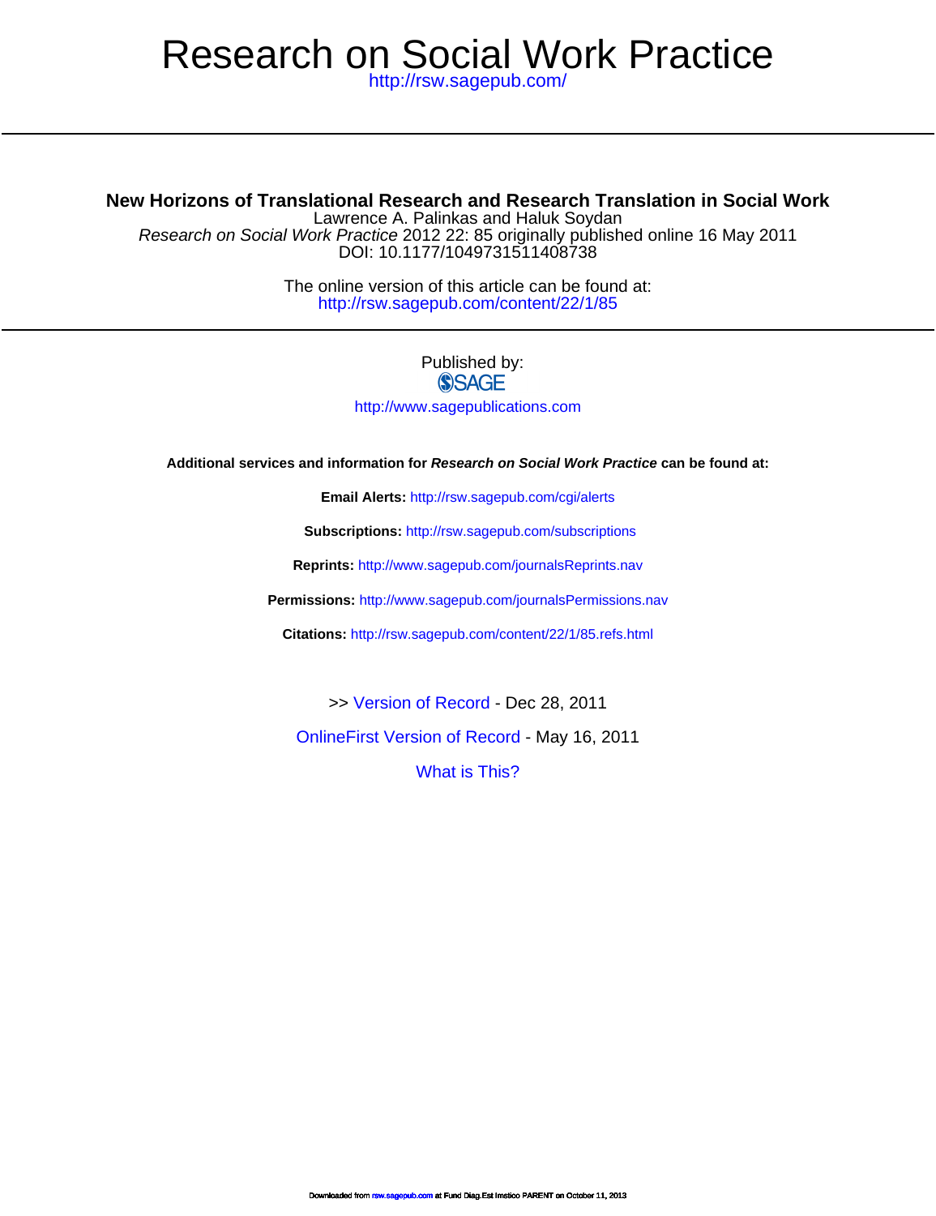# Research on Social Work Practice

http://rsw.sagepub.com/

## New Horizons of Translational Research and Research Translation in Social Work

Lawrence A. Palinkas and Haluk Soydan

*Research on Social Work Practice* 2012 22: 85 originally published online 16 May 2011

DOI: 10.1177/1049731511408738

The online version of this article can be found at:

http://rsw.sagepub.com/content/22/1/85

Published by:

SAGE

http://www.sagepublications.com

**Additional services and information for *Research on Social Work Practice* can be found at:**

**Email Alerts:** http://rsw.sagepub.com/cgi/alerts

**Subscriptions:** http://rsw.sagepub.com/subscriptions

**Reprints:** http://www.sagepub.com/journalsReprints.nav

**Permissions:** http://www.sagepub.com/journalsPermissions.nav

**Citations:** http://rsw.sagepub.com/content/22/1/85.refs.html

>> Version of Record - Dec 28, 2011

OnlineFirst Version of Record - May 16, 2011

What is This?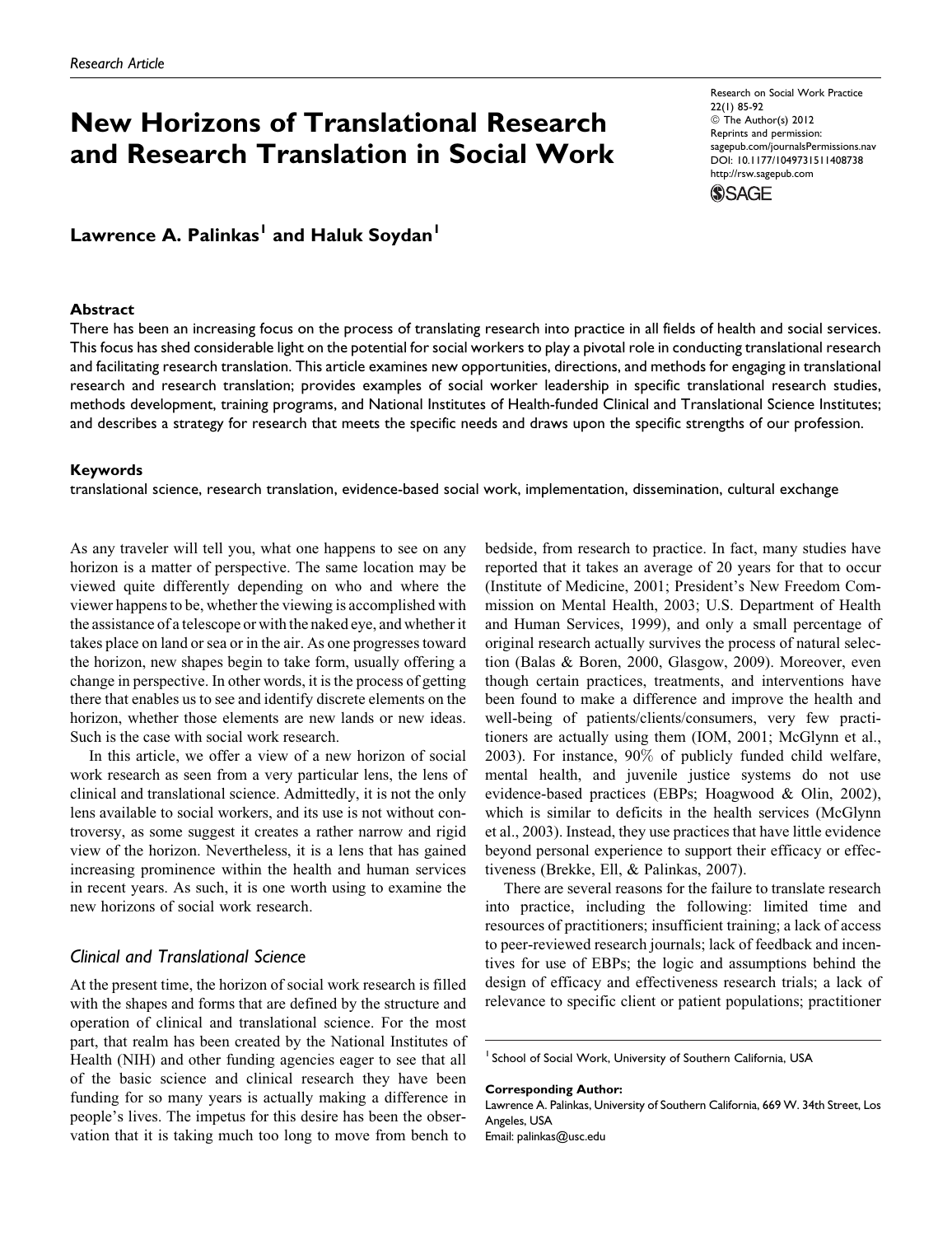Research Article

# New Horizons of Translational Research and Research Translation in Social Work

Research on Social Work Practice
22(1) 85-92
© The Author(s) 2012
Reprints and permission:
sagepub.com/journalsPermissions.nav
DOI: 10.1177/1049731511408738
http://rsw.sagepub.com

**Lawrence A. Palinkas[1] and Haluk Soydan[1]**

### Abstract

There has been an increasing focus on the process of translating research into practice in all fields of health and social services. This focus has shed considerable light on the potential for social workers to play a pivotal role in conducting translational research and facilitating research translation. This article examines new opportunities, directions, and methods for engaging in translational research and research translation; provides examples of social worker leadership in specific translational research studies, methods development, training programs, and National Institutes of Health-funded Clinical and Translational Science Institutes; and describes a strategy for research that meets the specific needs and draws upon the specific strengths of our profession.

### Keywords

translational science, research translation, evidence-based social work, implementation, dissemination, cultural exchange

As any traveler will tell you, what one happens to see on any horizon is a matter of perspective. The same location may be viewed quite differently depending on who and where the viewer happens to be, whether the viewing is accomplished with the assistance of a telescope or with the naked eye, and whether it takes place on land or sea or in the air. As one progresses toward the horizon, new shapes begin to take form, usually offering a change in perspective. In other words, it is the process of getting there that enables us to see and identify discrete elements on the horizon, whether those elements are new lands or new ideas. Such is the case with social work research.

In this article, we offer a view of a new horizon of social work research as seen from a very particular lens, the lens of clinical and translational science. Admittedly, it is not the only lens available to social workers, and its use is not without controversy, as some suggest it creates a rather narrow and rigid view of the horizon. Nevertheless, it is a lens that has gained increasing prominence within the health and human services in recent years. As such, it is one worth using to examine the new horizons of social work research.

## Clinical and Translational Science

At the present time, the horizon of social work research is filled with the shapes and forms that are defined by the structure and operation of clinical and translational science. For the most part, that realm has been created by the National Institutes of Health (NIH) and other funding agencies eager to see that all of the basic science and clinical research they have been funding for so many years is actually making a difference in people's lives. The impetus for this desire has been the observation that it is taking much too long to move from bench to bedside, from research to practice. In fact, many studies have reported that it takes an average of 20 years for that to occur (Institute of Medicine, 2001; President's New Freedom Commission on Mental Health, 2003; U.S. Department of Health and Human Services, 1999), and only a small percentage of original research actually survives the process of natural selection (Balas & Boren, 2000, Glasgow, 2009). Moreover, even though certain practices, treatments, and interventions have been found to make a difference and improve the health and well-being of patients/clients/consumers, very few practitioners are actually using them (IOM, 2001; McGlynn et al., 2003). For instance, 90% of publicly funded child welfare, mental health, and juvenile justice systems do not use evidence-based practices (EBPs; Hoagwood & Olin, 2002), which is similar to deficits in the health services (McGlynn et al., 2003). Instead, they use practices that have little evidence beyond personal experience to support their efficacy or effectiveness (Brekke, Ell, & Palinkas, 2007).

There are several reasons for the failure to translate research into practice, including the following: limited time and resources of practitioners; insufficient training; a lack of access to peer-reviewed research journals; lack of feedback and incentives for use of EBPs; the logic and assumptions behind the design of efficacy and effectiveness research trials; a lack of relevance to specific client or patient populations; practitioner

[1] School of Social Work, University of Southern California, USA

**Corresponding Author:**
Lawrence A. Palinkas, University of Southern California, 669 W. 34th Street, Los Angeles, USA
Email: palinkas@usc.edu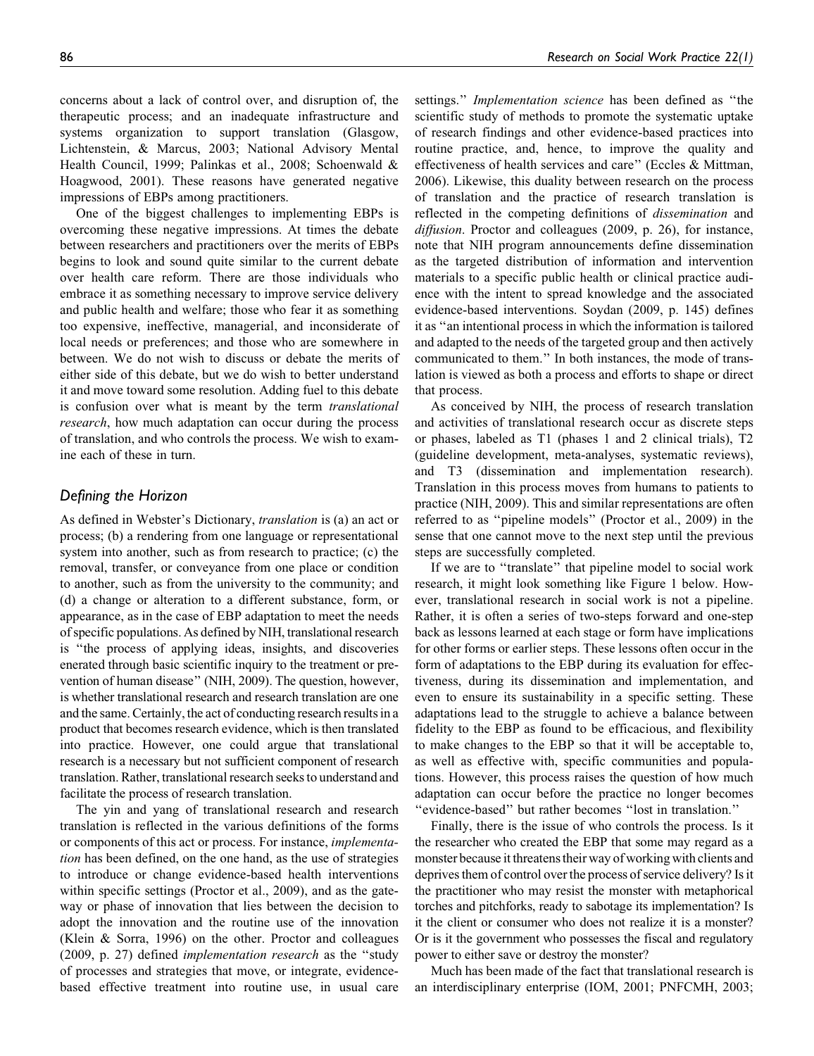concerns about a lack of control over, and disruption of, the therapeutic process; and an inadequate infrastructure and systems organization to support translation (Glasgow, Lichtenstein, & Marcus, 2003; National Advisory Mental Health Council, 1999; Palinkas et al., 2008; Schoenwald & Hoagwood, 2001). These reasons have generated negative impressions of EBPs among practitioners.

One of the biggest challenges to implementing EBPs is overcoming these negative impressions. At times the debate between researchers and practitioners over the merits of EBPs begins to look and sound quite similar to the current debate over health care reform. There are those individuals who embrace it as something necessary to improve service delivery and public health and welfare; those who fear it as something too expensive, ineffective, managerial, and inconsiderate of local needs or preferences; and those who are somewhere in between. We do not wish to discuss or debate the merits of either side of this debate, but we do wish to better understand it and move toward some resolution. Adding fuel to this debate is confusion over what is meant by the term *translational research*, how much adaptation can occur during the process of translation, and who controls the process. We wish to examine each of these in turn.

## Defining the Horizon

As defined in Webster's Dictionary, *translation* is (a) an act or process; (b) a rendering from one language or representational system into another, such as from research to practice; (c) the removal, transfer, or conveyance from one place or condition to another, such as from the university to the community; and (d) a change or alteration to a different substance, form, or appearance, as in the case of EBP adaptation to meet the needs of specific populations. As defined by NIH, translational research is "the process of applying ideas, insights, and discoveries enerated through basic scientific inquiry to the treatment or prevention of human disease" (NIH, 2009). The question, however, is whether translational research and research translation are one and the same. Certainly, the act of conducting research results in a product that becomes research evidence, which is then translated into practice. However, one could argue that translational research is a necessary but not sufficient component of research translation. Rather, translational research seeks to understand and facilitate the process of research translation.

The yin and yang of translational research and research translation is reflected in the various definitions of the forms or components of this act or process. For instance, *implementation* has been defined, on the one hand, as the use of strategies to introduce or change evidence-based health interventions within specific settings (Proctor et al., 2009), and as the gateway or phase of innovation that lies between the decision to adopt the innovation and the routine use of the innovation (Klein & Sorra, 1996) on the other. Proctor and colleagues (2009, p. 27) defined *implementation research* as the "study of processes and strategies that move, or integrate, evidence-based effective treatment into routine use, in usual care settings." *Implementation science* has been defined as "the scientific study of methods to promote the systematic uptake of research findings and other evidence-based practices into routine practice, and, hence, to improve the quality and effectiveness of health services and care" (Eccles & Mittman, 2006). Likewise, this duality between research on the process of translation and the practice of research translation is reflected in the competing definitions of *dissemination* and *diffusion*. Proctor and colleagues (2009, p. 26), for instance, note that NIH program announcements define dissemination as the targeted distribution of information and intervention materials to a specific public health or clinical practice audience with the intent to spread knowledge and the associated evidence-based interventions. Soydan (2009, p. 145) defines it as "an intentional process in which the information is tailored and adapted to the needs of the targeted group and then actively communicated to them." In both instances, the mode of translation is viewed as both a process and efforts to shape or direct that process.

As conceived by NIH, the process of research translation and activities of translational research occur as discrete steps or phases, labeled as T1 (phases 1 and 2 clinical trials), T2 (guideline development, meta-analyses, systematic reviews), and T3 (dissemination and implementation research). Translation in this process moves from humans to patients to practice (NIH, 2009). This and similar representations are often referred to as "pipeline models" (Proctor et al., 2009) in the sense that one cannot move to the next step until the previous steps are successfully completed.

If we are to "translate" that pipeline model to social work research, it might look something like Figure 1 below. However, translational research in social work is not a pipeline. Rather, it is often a series of two-steps forward and one-step back as lessons learned at each stage or form have implications for other forms or earlier steps. These lessons often occur in the form of adaptations to the EBP during its evaluation for effectiveness, during its dissemination and implementation, and even to ensure its sustainability in a specific setting. These adaptations lead to the struggle to achieve a balance between fidelity to the EBP as found to be efficacious, and flexibility to make changes to the EBP so that it will be acceptable to, as well as effective with, specific communities and populations. However, this process raises the question of how much adaptation can occur before the practice no longer becomes "evidence-based" but rather becomes "lost in translation."

Finally, there is the issue of who controls the process. Is it the researcher who created the EBP that some may regard as a monster because it threatens their way of working with clients and deprives them of control over the process of service delivery? Is it the practitioner who may resist the monster with metaphorical torches and pitchforks, ready to sabotage its implementation? Is it the client or consumer who does not realize it is a monster? Or is it the government who possesses the fiscal and regulatory power to either save or destroy the monster?

Much has been made of the fact that translational research is an interdisciplinary enterprise (IOM, 2001; PNFCMH, 2003;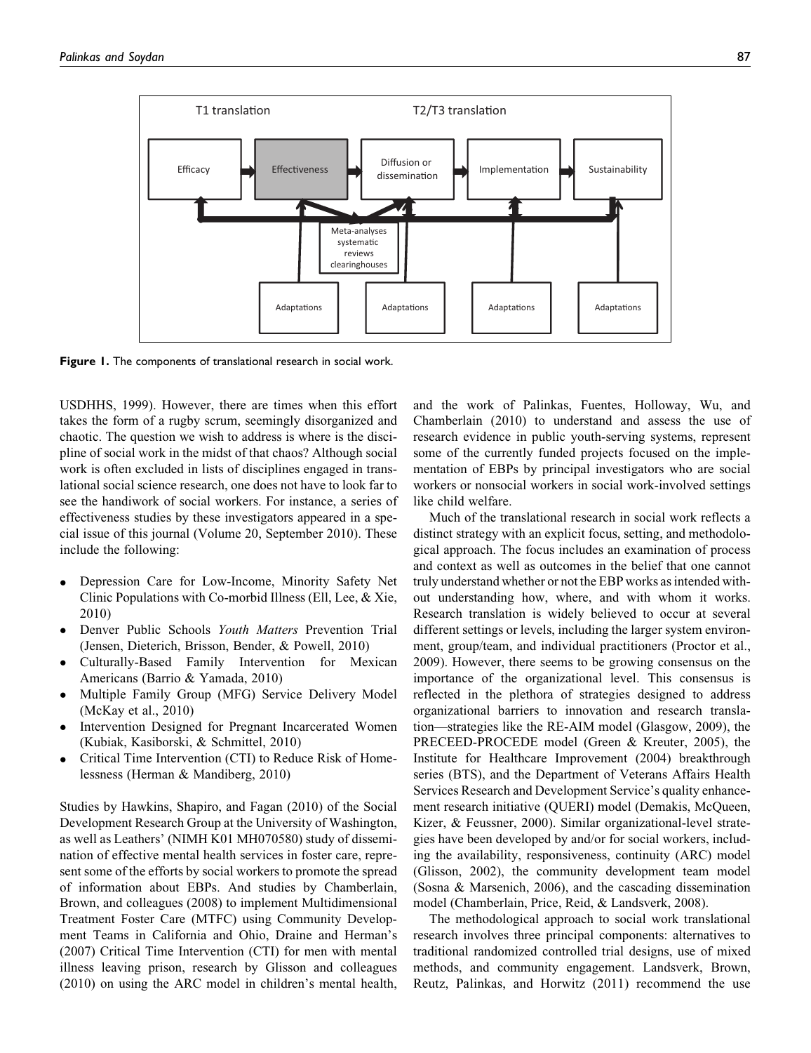**Figure 1.** The components of translational research in social work.

USDHHS, 1999). However, there are times when this effort takes the form of a rugby scrum, seemingly disorganized and chaotic. The question we wish to address is where is the discipline of social work in the midst of that chaos? Although social work is often excluded in lists of disciplines engaged in translational social science research, one does not have to look far to see the handiwork of social workers. For instance, a series of effectiveness studies by these investigators appeared in a special issue of this journal (Volume 20, September 2010). These include the following:

- Depression Care for Low-Income, Minority Safety Net Clinic Populations with Co-morbid Illness (Ell, Lee, & Xie, 2010)
- Denver Public Schools *Youth Matters* Prevention Trial (Jensen, Dieterich, Brisson, Bender, & Powell, 2010)
- Culturally-Based Family Intervention for Mexican Americans (Barrio & Yamada, 2010)
- Multiple Family Group (MFG) Service Delivery Model (McKay et al., 2010)
- Intervention Designed for Pregnant Incarcerated Women (Kubiak, Kasiborski, & Schmittel, 2010)
- Critical Time Intervention (CTI) to Reduce Risk of Homelessness (Herman & Mandiberg, 2010)

Studies by Hawkins, Shapiro, and Fagan (2010) of the Social Development Research Group at the University of Washington, as well as Leathers' (NIMH K01 MH070580) study of dissemination of effective mental health services in foster care, represent some of the efforts by social workers to promote the spread of information about EBPs. And studies by Chamberlain, Brown, and colleagues (2008) to implement Multidimensional Treatment Foster Care (MTFC) using Community Development Teams in California and Ohio, Draine and Herman's (2007) Critical Time Intervention (CTI) for men with mental illness leaving prison, research by Glisson and colleagues (2010) on using the ARC model in children's mental health, and the work of Palinkas, Fuentes, Holloway, Wu, and Chamberlain (2010) to understand and assess the use of research evidence in public youth-serving systems, represent some of the currently funded projects focused on the implementation of EBPs by principal investigators who are social workers or nonsocial workers in social work-involved settings like child welfare.

Much of the translational research in social work reflects a distinct strategy with an explicit focus, setting, and methodological approach. The focus includes an examination of process and context as well as outcomes in the belief that one cannot truly understand whether or not the EBP works as intended without understanding how, where, and with whom it works. Research translation is widely believed to occur at several different settings or levels, including the larger system environment, group/team, and individual practitioners (Proctor et al., 2009). However, there seems to be growing consensus on the importance of the organizational level. This consensus is reflected in the plethora of strategies designed to address organizational barriers to innovation and research translation—strategies like the RE-AIM model (Glasgow, 2009), the PRECEED-PROCEDE model (Green & Kreuter, 2005), the Institute for Healthcare Improvement (2004) breakthrough series (BTS), and the Department of Veterans Affairs Health Services Research and Development Service's quality enhancement research initiative (QUERI) model (Demakis, McQueen, Kizer, & Feussner, 2000). Similar organizational-level strategies have been developed by and/or for social workers, including the availability, responsiveness, continuity (ARC) model (Glisson, 2002), the community development team model (Sosna & Marsenich, 2006), and the cascading dissemination model (Chamberlain, Price, Reid, & Landsverk, 2008).

The methodological approach to social work translational research involves three principal components: alternatives to traditional randomized controlled trial designs, use of mixed methods, and community engagement. Landsverk, Brown, Reutz, Palinkas, and Horwitz (2011) recommend the use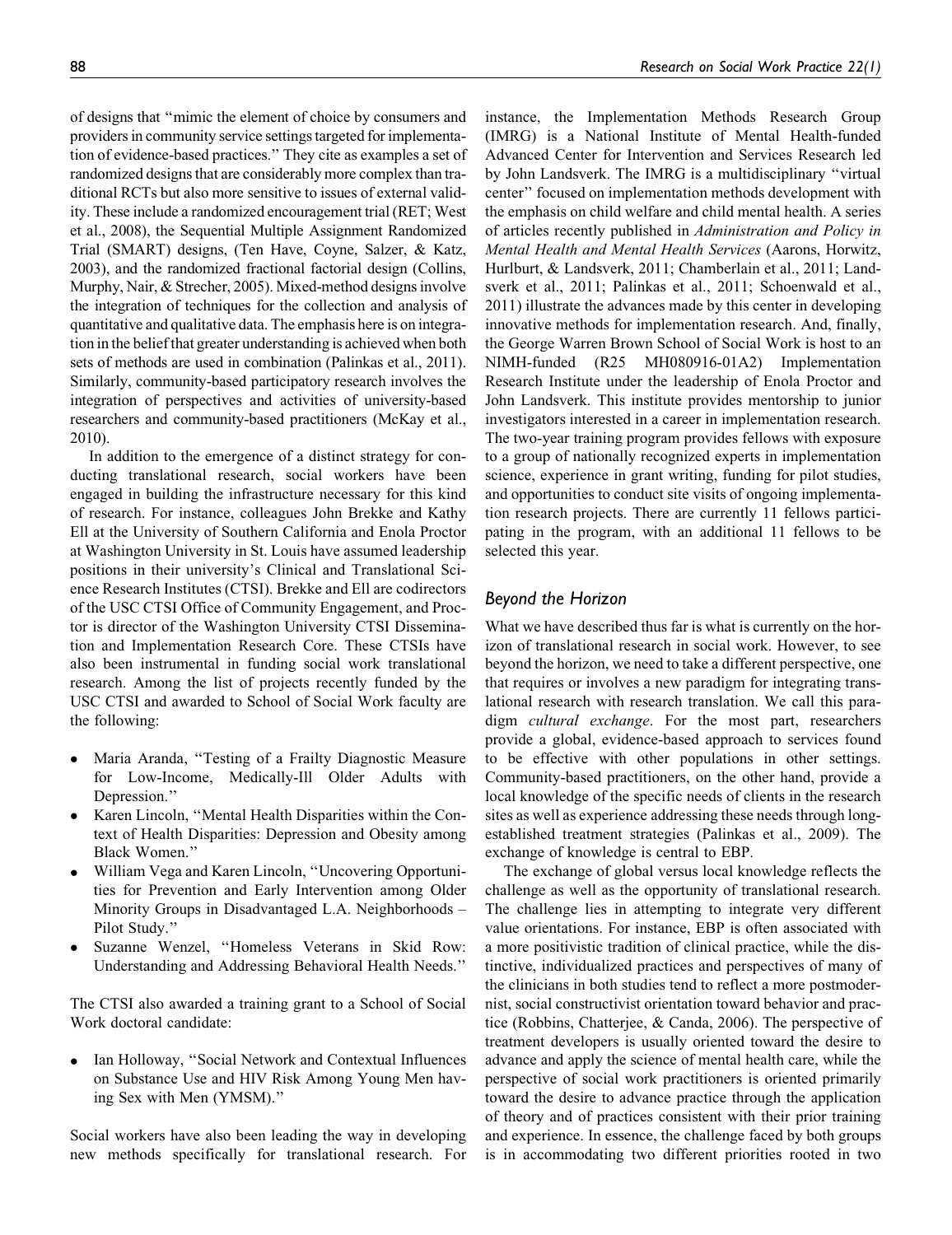of designs that "mimic the element of choice by consumers and providers in community service settings targeted for implementation of evidence-based practices." They cite as examples a set of randomized designs that are considerably more complex than traditional RCTs but also more sensitive to issues of external validity. These include a randomized encouragement trial (RET; West et al., 2008), the Sequential Multiple Assignment Randomized Trial (SMART) designs, (Ten Have, Coyne, Salzer, & Katz, 2003), and the randomized fractional factorial design (Collins, Murphy, Nair, & Strecher, 2005). Mixed-method designs involve the integration of techniques for the collection and analysis of quantitative and qualitative data. The emphasis here is on integration in the belief that greater understanding is achieved when both sets of methods are used in combination (Palinkas et al., 2011). Similarly, community-based participatory research involves the integration of perspectives and activities of university-based researchers and community-based practitioners (McKay et al., 2010).

In addition to the emergence of a distinct strategy for conducting translational research, social workers have been engaged in building the infrastructure necessary for this kind of research. For instance, colleagues John Brekke and Kathy Ell at the University of Southern California and Enola Proctor at Washington University in St. Louis have assumed leadership positions in their university's Clinical and Translational Science Research Institutes (CTSI). Brekke and Ell are codirectors of the USC CTSI Office of Community Engagement, and Proctor is director of the Washington University CTSI Dissemination and Implementation Research Core. These CTSIs have also been instrumental in funding social work translational research. Among the list of projects recently funded by the USC CTSI and awarded to School of Social Work faculty are the following:

- Maria Aranda, "Testing of a Frailty Diagnostic Measure for Low-Income, Medically-Ill Older Adults with Depression."
- Karen Lincoln, "Mental Health Disparities within the Context of Health Disparities: Depression and Obesity among Black Women."
- William Vega and Karen Lincoln, "Uncovering Opportunities for Prevention and Early Intervention among Older Minority Groups in Disadvantaged L.A. Neighborhoods – Pilot Study."
- Suzanne Wenzel, "Homeless Veterans in Skid Row: Understanding and Addressing Behavioral Health Needs."

The CTSI also awarded a training grant to a School of Social Work doctoral candidate:

- Ian Holloway, "Social Network and Contextual Influences on Substance Use and HIV Risk Among Young Men having Sex with Men (YMSM)."

Social workers have also been leading the way in developing new methods specifically for translational research. For instance, the Implementation Methods Research Group (IMRG) is a National Institute of Mental Health-funded Advanced Center for Intervention and Services Research led by John Landsverk. The IMRG is a multidisciplinary "virtual center" focused on implementation methods development with the emphasis on child welfare and child mental health. A series of articles recently published in *Administration and Policy in Mental Health and Mental Health Services* (Aarons, Horwitz, Hurlburt, & Landsverk, 2011; Chamberlain et al., 2011; Landsverk et al., 2011; Palinkas et al., 2011; Schoenwald et al., 2011) illustrate the advances made by this center in developing innovative methods for implementation research. And, finally, the George Warren Brown School of Social Work is host to an NIMH-funded (R25 MH080916-01A2) Implementation Research Institute under the leadership of Enola Proctor and John Landsverk. This institute provides mentorship to junior investigators interested in a career in implementation research. The two-year training program provides fellows with exposure to a group of nationally recognized experts in implementation science, experience in grant writing, funding for pilot studies, and opportunities to conduct site visits of ongoing implementation research projects. There are currently 11 fellows participating in the program, with an additional 11 fellows to be selected this year.

## Beyond the Horizon

What we have described thus far is what is currently on the horizon of translational research in social work. However, to see beyond the horizon, we need to take a different perspective, one that requires or involves a new paradigm for integrating translational research with research translation. We call this paradigm *cultural exchange*. For the most part, researchers provide a global, evidence-based approach to services found to be effective with other populations in other settings. Community-based practitioners, on the other hand, provide a local knowledge of the specific needs of clients in the research sites as well as experience addressing these needs through long-established treatment strategies (Palinkas et al., 2009). The exchange of knowledge is central to EBP.

The exchange of global versus local knowledge reflects the challenge as well as the opportunity of translational research. The challenge lies in attempting to integrate very different value orientations. For instance, EBP is often associated with a more positivistic tradition of clinical practice, while the distinctive, individualized practices and perspectives of many of the clinicians in both studies tend to reflect a more postmodernist, social constructivist orientation toward behavior and practice (Robbins, Chatterjee, & Canda, 2006). The perspective of treatment developers is usually oriented toward the desire to advance and apply the science of mental health care, while the perspective of social work practitioners is oriented primarily toward the desire to advance practice through the application of theory and of practices consistent with their prior training and experience. In essence, the challenge faced by both groups is in accommodating two different priorities rooted in two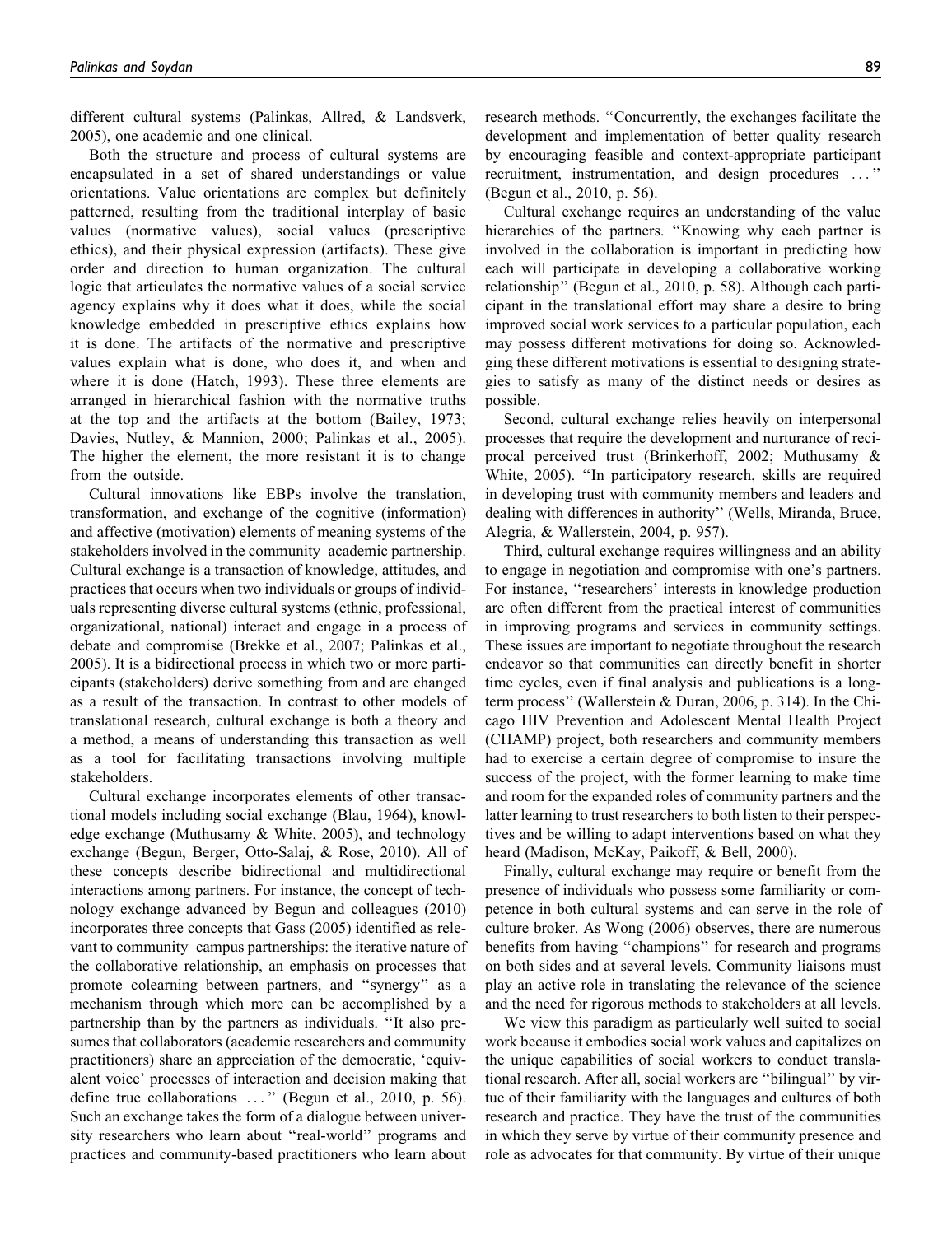different cultural systems (Palinkas, Allred, & Landsverk, 2005), one academic and one clinical.

Both the structure and process of cultural systems are encapsulated in a set of shared understandings or value orientations. Value orientations are complex but definitely patterned, resulting from the traditional interplay of basic values (normative values), social values (prescriptive ethics), and their physical expression (artifacts). These give order and direction to human organization. The cultural logic that articulates the normative values of a social service agency explains why it does what it does, while the social knowledge embedded in prescriptive ethics explains how it is done. The artifacts of the normative and prescriptive values explain what is done, who does it, and when and where it is done (Hatch, 1993). These three elements are arranged in hierarchical fashion with the normative truths at the top and the artifacts at the bottom (Bailey, 1973; Davies, Nutley, & Mannion, 2000; Palinkas et al., 2005). The higher the element, the more resistant it is to change from the outside.

Cultural innovations like EBPs involve the translation, transformation, and exchange of the cognitive (information) and affective (motivation) elements of meaning systems of the stakeholders involved in the community–academic partnership. Cultural exchange is a transaction of knowledge, attitudes, and practices that occurs when two individuals or groups of individuals representing diverse cultural systems (ethnic, professional, organizational, national) interact and engage in a process of debate and compromise (Brekke et al., 2007; Palinkas et al., 2005). It is a bidirectional process in which two or more participants (stakeholders) derive something from and are changed as a result of the transaction. In contrast to other models of translational research, cultural exchange is both a theory and a method, a means of understanding this transaction as well as a tool for facilitating transactions involving multiple stakeholders.

Cultural exchange incorporates elements of other transactional models including social exchange (Blau, 1964), knowledge exchange (Muthusamy & White, 2005), and technology exchange (Begun, Berger, Otto-Salaj, & Rose, 2010). All of these concepts describe bidirectional and multidirectional interactions among partners. For instance, the concept of technology exchange advanced by Begun and colleagues (2010) incorporates three concepts that Gass (2005) identified as relevant to community–campus partnerships: the iterative nature of the collaborative relationship, an emphasis on processes that promote colearning between partners, and ''synergy'' as a mechanism through which more can be accomplished by a partnership than by the partners as individuals. ''It also presumes that collaborators (academic researchers and community practitioners) share an appreciation of the democratic, 'equivalent voice' processes of interaction and decision making that define true collaborations ...'' (Begun et al., 2010, p. 56). Such an exchange takes the form of a dialogue between university researchers who learn about ''real-world'' programs and practices and community-based practitioners who learn about research methods. ''Concurrently, the exchanges facilitate the development and implementation of better quality research by encouraging feasible and context-appropriate participant recruitment, instrumentation, and design procedures ...'' (Begun et al., 2010, p. 56).

Cultural exchange requires an understanding of the value hierarchies of the partners. ''Knowing why each partner is involved in the collaboration is important in predicting how each will participate in developing a collaborative working relationship'' (Begun et al., 2010, p. 58). Although each participant in the translational effort may share a desire to bring improved social work services to a particular population, each may possess different motivations for doing so. Acknowledging these different motivations is essential to designing strategies to satisfy as many of the distinct needs or desires as possible.

Second, cultural exchange relies heavily on interpersonal processes that require the development and nurturance of reciprocal perceived trust (Brinkerhoff, 2002; Muthusamy & White, 2005). ''In participatory research, skills are required in developing trust with community members and leaders and dealing with differences in authority'' (Wells, Miranda, Bruce, Alegria, & Wallerstein, 2004, p. 957).

Third, cultural exchange requires willingness and an ability to engage in negotiation and compromise with one's partners. For instance, ''researchers' interests in knowledge production are often different from the practical interest of communities in improving programs and services in community settings. These issues are important to negotiate throughout the research endeavor so that communities can directly benefit in shorter time cycles, even if final analysis and publications is a long-term process'' (Wallerstein & Duran, 2006, p. 314). In the Chicago HIV Prevention and Adolescent Mental Health Project (CHAMP) project, both researchers and community members had to exercise a certain degree of compromise to insure the success of the project, with the former learning to make time and room for the expanded roles of community partners and the latter learning to trust researchers to both listen to their perspectives and be willing to adapt interventions based on what they heard (Madison, McKay, Paikoff, & Bell, 2000).

Finally, cultural exchange may require or benefit from the presence of individuals who possess some familiarity or competence in both cultural systems and can serve in the role of culture broker. As Wong (2006) observes, there are numerous benefits from having ''champions'' for research and programs on both sides and at several levels. Community liaisons must play an active role in translating the relevance of the science and the need for rigorous methods to stakeholders at all levels.

We view this paradigm as particularly well suited to social work because it embodies social work values and capitalizes on the unique capabilities of social workers to conduct translational research. After all, social workers are ''bilingual'' by virtue of their familiarity with the languages and cultures of both research and practice. They have the trust of the communities in which they serve by virtue of their community presence and role as advocates for that community. By virtue of their unique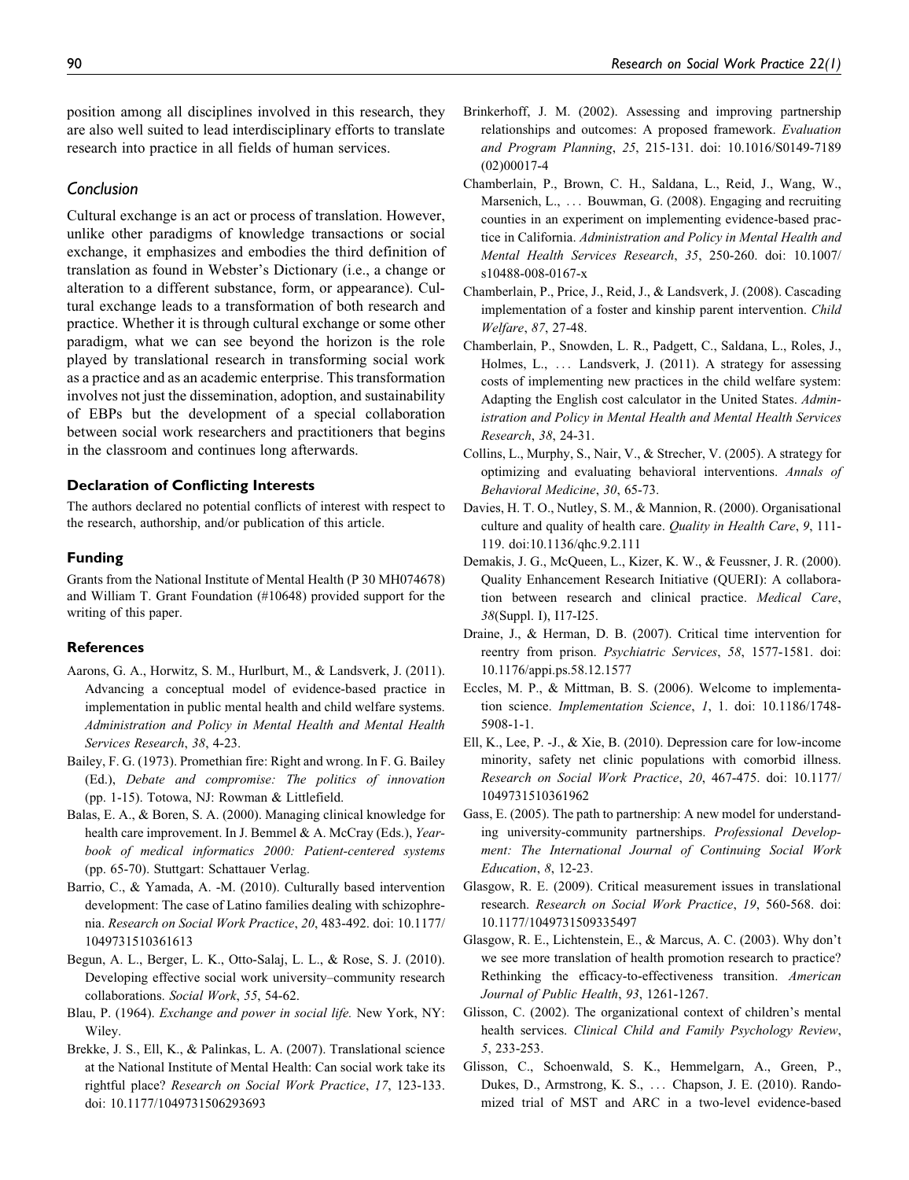position among all disciplines involved in this research, they are also well suited to lead interdisciplinary efforts to translate research into practice in all fields of human services.

## Conclusion

Cultural exchange is an act or process of translation. However, unlike other paradigms of knowledge transactions or social exchange, it emphasizes and embodies the third definition of translation as found in Webster's Dictionary (i.e., a change or alteration to a different substance, form, or appearance). Cultural exchange leads to a transformation of both research and practice. Whether it is through cultural exchange or some other paradigm, what we can see beyond the horizon is the role played by translational research in transforming social work as a practice and as an academic enterprise. This transformation involves not just the dissemination, adoption, and sustainability of EBPs but the development of a special collaboration between social work researchers and practitioners that begins in the classroom and continues long afterwards.

### Declaration of Conflicting Interests

The authors declared no potential conflicts of interest with respect to the research, authorship, and/or publication of this article.

### Funding

Grants from the National Institute of Mental Health (P 30 MH074678) and William T. Grant Foundation (#10648) provided support for the writing of this paper.

### References

Aarons, G. A., Horwitz, S. M., Hurlburt, M., & Landsverk, J. (2011). Advancing a conceptual model of evidence-based practice in implementation in public mental health and child welfare systems. *Administration and Policy in Mental Health and Mental Health Services Research*, *38*, 4-23.

Bailey, F. G. (1973). Promethian fire: Right and wrong. In F. G. Bailey (Ed.), *Debate and compromise: The politics of innovation* (pp. 1-15). Totowa, NJ: Rowman & Littlefield.

Balas, E. A., & Boren, S. A. (2000). Managing clinical knowledge for health care improvement. In J. Bemmel & A. McCray (Eds.), *Yearbook of medical informatics 2000: Patient-centered systems* (pp. 65-70). Stuttgart: Schattauer Verlag.

Barrio, C., & Yamada, A. -M. (2010). Culturally based intervention development: The case of Latino families dealing with schizophrenia. *Research on Social Work Practice*, *20*, 483-492. doi: 10.1177/1049731510361613

Begun, A. L., Berger, L. K., Otto-Salaj, L. L., & Rose, S. J. (2010). Developing effective social work university–community research collaborations. *Social Work*, *55*, 54-62.

Blau, P. (1964). *Exchange and power in social life.* New York, NY: Wiley.

Brekke, J. S., Ell, K., & Palinkas, L. A. (2007). Translational science at the National Institute of Mental Health: Can social work take its rightful place? *Research on Social Work Practice*, *17*, 123-133. doi: 10.1177/1049731506293693

Brinkerhoff, J. M. (2002). Assessing and improving partnership relationships and outcomes: A proposed framework. *Evaluation and Program Planning*, *25*, 215-131. doi: 10.1016/S0149-7189(02)00017-4

Chamberlain, P., Brown, C. H., Saldana, L., Reid, J., Wang, W., Marsenich, L., … Bouwman, G. (2008). Engaging and recruiting counties in an experiment on implementing evidence-based practice in California. *Administration and Policy in Mental Health and Mental Health Services Research*, *35*, 250-260. doi: 10.1007/s10488-008-0167-x

Chamberlain, P., Price, J., Reid, J., & Landsverk, J. (2008). Cascading implementation of a foster and kinship parent intervention. *Child Welfare*, *87*, 27-48.

Chamberlain, P., Snowden, L. R., Padgett, C., Saldana, L., Roles, J., Holmes, L., … Landsverk, J. (2011). A strategy for assessing costs of implementing new practices in the child welfare system: Adapting the English cost calculator in the United States. *Administration and Policy in Mental Health and Mental Health Services Research*, *38*, 24-31.

Collins, L., Murphy, S., Nair, V., & Strecher, V. (2005). A strategy for optimizing and evaluating behavioral interventions. *Annals of Behavioral Medicine*, *30*, 65-73.

Davies, H. T. O., Nutley, S. M., & Mannion, R. (2000). Organisational culture and quality of health care. *Quality in Health Care*, *9*, 111-119. doi:10.1136/qhc.9.2.111

Demakis, J. G., McQueen, L., Kizer, K. W., & Feussner, J. R. (2000). Quality Enhancement Research Initiative (QUERI): A collaboration between research and clinical practice. *Medical Care*, *38*(Suppl. I), I17-I25.

Draine, J., & Herman, D. B. (2007). Critical time intervention for reentry from prison. *Psychiatric Services*, *58*, 1577-1581. doi: 10.1176/appi.ps.58.12.1577

Eccles, M. P., & Mittman, B. S. (2006). Welcome to implementation science. *Implementation Science*, *1*, 1. doi: 10.1186/1748-5908-1-1.

Ell, K., Lee, P. -J., & Xie, B. (2010). Depression care for low-income minority, safety net clinic populations with comorbid illness. *Research on Social Work Practice*, *20*, 467-475. doi: 10.1177/1049731510361962

Gass, E. (2005). The path to partnership: A new model for understanding university-community partnerships. *Professional Development: The International Journal of Continuing Social Work Education*, *8*, 12-23.

Glasgow, R. E. (2009). Critical measurement issues in translational research. *Research on Social Work Practice*, *19*, 560-568. doi: 10.1177/1049731509335497

Glasgow, R. E., Lichtenstein, E., & Marcus, A. C. (2003). Why don't we see more translation of health promotion research to practice? Rethinking the efficacy-to-effectiveness transition. *American Journal of Public Health*, *93*, 1261-1267.

Glisson, C. (2002). The organizational context of children's mental health services. *Clinical Child and Family Psychology Review*, *5*, 233-253.

Glisson, C., Schoenwald, S. K., Hemmelgarn, A., Green, P., Dukes, D., Armstrong, K. S., … Chapson, J. E. (2010). Randomized trial of MST and ARC in a two-level evidence-based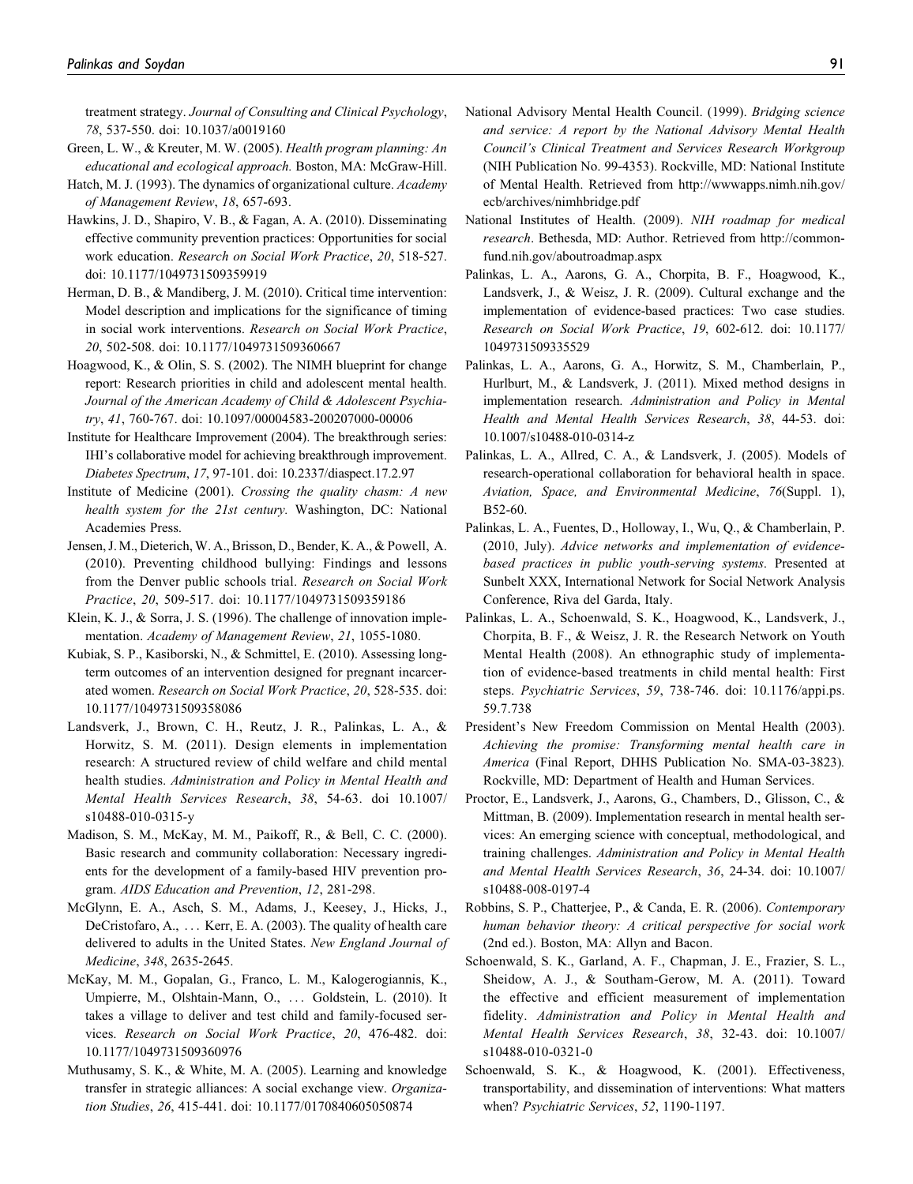treatment strategy. *Journal of Consulting and Clinical Psychology*, *78*, 537-550. doi: 10.1037/a0019160

Green, L. W., & Kreuter, M. W. (2005). *Health program planning: An educational and ecological approach.* Boston, MA: McGraw-Hill.

Hatch, M. J. (1993). The dynamics of organizational culture. *Academy of Management Review*, *18*, 657-693.

Hawkins, J. D., Shapiro, V. B., & Fagan, A. A. (2010). Disseminating effective community prevention practices: Opportunities for social work education. *Research on Social Work Practice*, *20*, 518-527. doi: 10.1177/1049731509359919

Herman, D. B., & Mandiberg, J. M. (2010). Critical time intervention: Model description and implications for the significance of timing in social work interventions. *Research on Social Work Practice*, *20*, 502-508. doi: 10.1177/1049731509360667

Hoagwood, K., & Olin, S. S. (2002). The NIMH blueprint for change report: Research priorities in child and adolescent mental health. *Journal of the American Academy of Child & Adolescent Psychiatry*, *41*, 760-767. doi: 10.1097/00004583-200207000-00006

Institute for Healthcare Improvement (2004). The breakthrough series: IHI's collaborative model for achieving breakthrough improvement. *Diabetes Spectrum*, *17*, 97-101. doi: 10.2337/diaspect.17.2.97

Institute of Medicine (2001). *Crossing the quality chasm: A new health system for the 21st century.* Washington, DC: National Academies Press.

Jensen, J. M., Dieterich, W. A., Brisson, D., Bender, K. A., & Powell, A. (2010). Preventing childhood bullying: Findings and lessons from the Denver public schools trial. *Research on Social Work Practice*, *20*, 509-517. doi: 10.1177/1049731509359186

Klein, K. J., & Sorra, J. S. (1996). The challenge of innovation implementation. *Academy of Management Review*, *21*, 1055-1080.

Kubiak, S. P., Kasiborski, N., & Schmittel, E. (2010). Assessing long-term outcomes of an intervention designed for pregnant incarcerated women. *Research on Social Work Practice*, *20*, 528-535. doi: 10.1177/1049731509358086

Landsverk, J., Brown, C. H., Reutz, J. R., Palinkas, L. A., & Horwitz, S. M. (2011). Design elements in implementation research: A structured review of child welfare and child mental health studies. *Administration and Policy in Mental Health and Mental Health Services Research*, *38*, 54-63. doi 10.1007/s10488-010-0315-y

Madison, S. M., McKay, M. M., Paikoff, R., & Bell, C. C. (2000). Basic research and community collaboration: Necessary ingredients for the development of a family-based HIV prevention program. *AIDS Education and Prevention*, *12*, 281-298.

McGlynn, E. A., Asch, S. M., Adams, J., Keesey, J., Hicks, J., DeCristofaro, A., ... Kerr, E. A. (2003). The quality of health care delivered to adults in the United States. *New England Journal of Medicine*, *348*, 2635-2645.

McKay, M. M., Gopalan, G., Franco, L. M., Kalogerogiannis, K., Umpierre, M., Olshtain-Mann, O., ... Goldstein, L. (2010). It takes a village to deliver and test child and family-focused services. *Research on Social Work Practice*, *20*, 476-482. doi: 10.1177/1049731509360976

Muthusamy, S. K., & White, M. A. (2005). Learning and knowledge transfer in strategic alliances: A social exchange view. *Organization Studies*, *26*, 415-441. doi: 10.1177/0170840605050874

National Advisory Mental Health Council. (1999). *Bridging science and service: A report by the National Advisory Mental Health Council's Clinical Treatment and Services Research Workgroup* (NIH Publication No. 99-4353). Rockville, MD: National Institute of Mental Health. Retrieved from http://wwwapps.nimh.nih.gov/ecb/archives/nimhbridge.pdf

National Institutes of Health. (2009). *NIH roadmap for medical research*. Bethesda, MD: Author. Retrieved from http://commonfund.nih.gov/aboutroadmap.aspx

Palinkas, L. A., Aarons, G. A., Chorpita, B. F., Hoagwood, K., Landsverk, J., & Weisz, J. R. (2009). Cultural exchange and the implementation of evidence-based practices: Two case studies. *Research on Social Work Practice*, *19*, 602-612. doi: 10.1177/1049731509335529

Palinkas, L. A., Aarons, G. A., Horwitz, S. M., Chamberlain, P., Hurlburt, M., & Landsverk, J. (2011). Mixed method designs in implementation research. *Administration and Policy in Mental Health and Mental Health Services Research*, *38*, 44-53. doi: 10.1007/s10488-010-0314-z

Palinkas, L. A., Allred, C. A., & Landsverk, J. (2005). Models of research-operational collaboration for behavioral health in space. *Aviation, Space, and Environmental Medicine*, *76*(Suppl. 1), B52-60.

Palinkas, L. A., Fuentes, D., Holloway, I., Wu, Q., & Chamberlain, P. (2010, July). *Advice networks and implementation of evidence-based practices in public youth-serving systems*. Presented at Sunbelt XXX, International Network for Social Network Analysis Conference, Riva del Garda, Italy.

Palinkas, L. A., Schoenwald, S. K., Hoagwood, K., Landsverk, J., Chorpita, B. F., & Weisz, J. R. the Research Network on Youth Mental Health (2008). An ethnographic study of implementation of evidence-based treatments in child mental health: First steps. *Psychiatric Services*, *59*, 738-746. doi: 10.1176/appi.ps.59.7.738

President's New Freedom Commission on Mental Health (2003). *Achieving the promise: Transforming mental health care in America* (Final Report, DHHS Publication No. SMA-03-3823). Rockville, MD: Department of Health and Human Services.

Proctor, E., Landsverk, J., Aarons, G., Chambers, D., Glisson, C., & Mittman, B. (2009). Implementation research in mental health services: An emerging science with conceptual, methodological, and training challenges. *Administration and Policy in Mental Health and Mental Health Services Research*, *36*, 24-34. doi: 10.1007/s10488-008-0197-4

Robbins, S. P., Chatterjee, P., & Canda, E. R. (2006). *Contemporary human behavior theory: A critical perspective for social work* (2nd ed.). Boston, MA: Allyn and Bacon.

Schoenwald, S. K., Garland, A. F., Chapman, J. E., Frazier, S. L., Sheidow, A. J., & Southam-Gerow, M. A. (2011). Toward the effective and efficient measurement of implementation fidelity. *Administration and Policy in Mental Health and Mental Health Services Research*, *38*, 32-43. doi: 10.1007/s10488-010-0321-0

Schoenwald, S. K., & Hoagwood, K. (2001). Effectiveness, transportability, and dissemination of interventions: What matters when? *Psychiatric Services*, *52*, 1190-1197.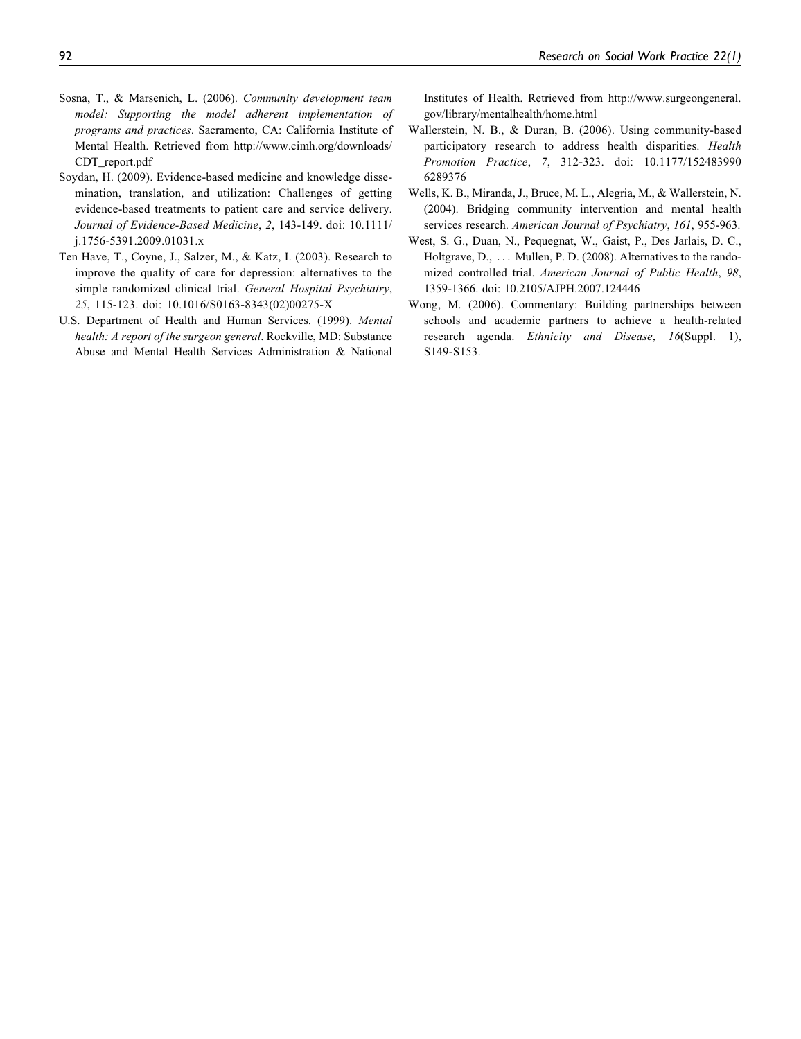Sosna, T., & Marsenich, L. (2006). *Community development team model: Supporting the model adherent implementation of programs and practices*. Sacramento, CA: California Institute of Mental Health. Retrieved from http://www.cimh.org/downloads/CDT_report.pdf

Soydan, H. (2009). Evidence-based medicine and knowledge dissemination, translation, and utilization: Challenges of getting evidence-based treatments to patient care and service delivery. *Journal of Evidence-Based Medicine*, *2*, 143-149. doi: 10.1111/j.1756-5391.2009.01031.x

Ten Have, T., Coyne, J., Salzer, M., & Katz, I. (2003). Research to improve the quality of care for depression: alternatives to the simple randomized clinical trial. *General Hospital Psychiatry*, *25*, 115-123. doi: 10.1016/S0163-8343(02)00275-X

U.S. Department of Health and Human Services. (1999). *Mental health: A report of the surgeon general*. Rockville, MD: Substance Abuse and Mental Health Services Administration & National Institutes of Health. Retrieved from http://www.surgeongeneral.gov/library/mentalhealth/home.html

Wallerstein, N. B., & Duran, B. (2006). Using community-based participatory research to address health disparities. *Health Promotion Practice*, *7*, 312-323. doi: 10.1177/1524839906289376

Wells, K. B., Miranda, J., Bruce, M. L., Alegria, M., & Wallerstein, N. (2004). Bridging community intervention and mental health services research. *American Journal of Psychiatry*, *161*, 955-963.

West, S. G., Duan, N., Pequegnat, W., Gaist, P., Des Jarlais, D. C., Holtgrave, D., . . . Mullen, P. D. (2008). Alternatives to the randomized controlled trial. *American Journal of Public Health*, *98*, 1359-1366. doi: 10.2105/AJPH.2007.124446

Wong, M. (2006). Commentary: Building partnerships between schools and academic partners to achieve a health-related research agenda. *Ethnicity and Disease*, *16*(Suppl. 1), S149-S153.